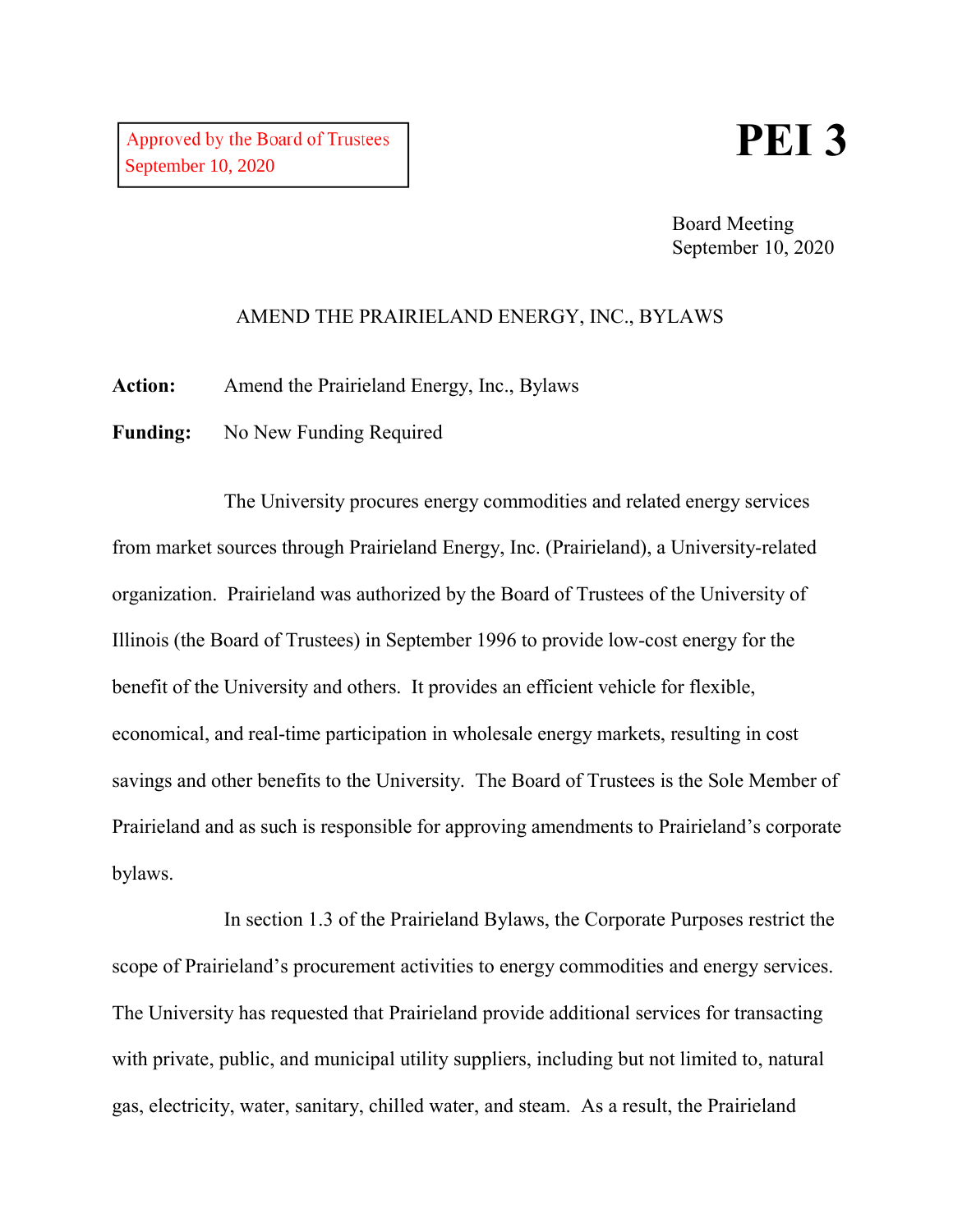Approved by the Board of Trustees
September 10, 2020

**PEI 3**

Board Meeting
September 10, 2020

AMEND THE PRAIRIELAND ENERGY, INC., BYLAWS

**Action:** Amend the Prairieland Energy, Inc., Bylaws

**Funding:** No New Funding Required

The University procures energy commodities and related energy services from market sources through Prairieland Energy, Inc. (Prairieland), a University-related organization. Prairieland was authorized by the Board of Trustees of the University of Illinois (the Board of Trustees) in September 1996 to provide low-cost energy for the benefit of the University and others. It provides an efficient vehicle for flexible, economical, and real-time participation in wholesale energy markets, resulting in cost savings and other benefits to the University. The Board of Trustees is the Sole Member of Prairieland and as such is responsible for approving amendments to Prairieland's corporate bylaws.

In section 1.3 of the Prairieland Bylaws, the Corporate Purposes restrict the scope of Prairieland's procurement activities to energy commodities and energy services. The University has requested that Prairieland provide additional services for transacting with private, public, and municipal utility suppliers, including but not limited to, natural gas, electricity, water, sanitary, chilled water, and steam. As a result, the Prairieland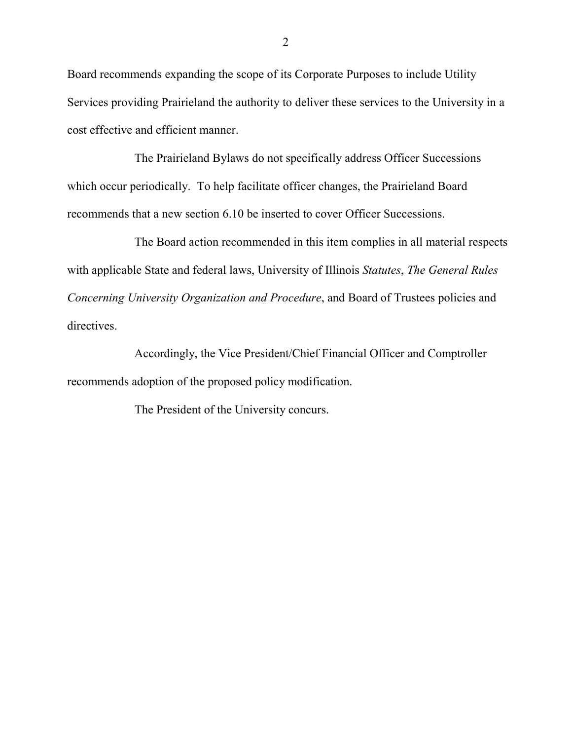Board recommends expanding the scope of its Corporate Purposes to include Utility Services providing Prairieland the authority to deliver these services to the University in a cost effective and efficient manner.

The Prairieland Bylaws do not specifically address Officer Successions which occur periodically. To help facilitate officer changes, the Prairieland Board recommends that a new section 6.10 be inserted to cover Officer Successions.

The Board action recommended in this item complies in all material respects with applicable State and federal laws, University of Illinois *Statutes*, *The General Rules Concerning University Organization and Procedure*, and Board of Trustees policies and directives.

Accordingly, the Vice President/Chief Financial Officer and Comptroller recommends adoption of the proposed policy modification.

The President of the University concurs.